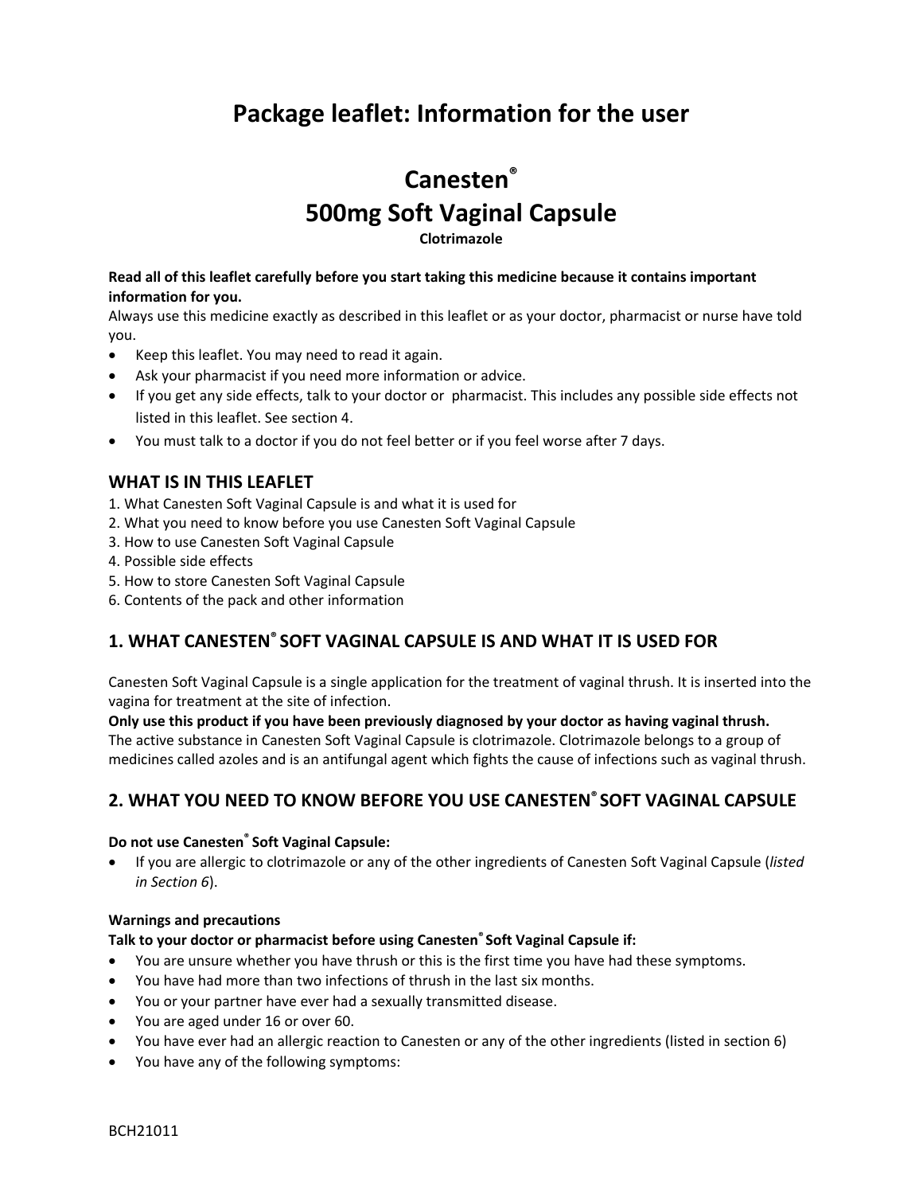# Package leaflet: Information for the user

# Canesten®
# 500mg Soft Vaginal Capsule

**Clotrimazole**

**Read all of this leaflet carefully before you start taking this medicine because it contains important information for you.**
Always use this medicine exactly as described in this leaflet or as your doctor, pharmacist or nurse have told you.

- Keep this leaflet. You may need to read it again.
- Ask your pharmacist if you need more information or advice.
- If you get any side effects, talk to your doctor or pharmacist. This includes any possible side effects not listed in this leaflet. See section 4.
- You must talk to a doctor if you do not feel better or if you feel worse after 7 days.

## WHAT IS IN THIS LEAFLET

1. What Canesten Soft Vaginal Capsule is and what it is used for
2. What you need to know before you use Canesten Soft Vaginal Capsule
3. How to use Canesten Soft Vaginal Capsule
4. Possible side effects
5. How to store Canesten Soft Vaginal Capsule
6. Contents of the pack and other information

## 1. WHAT CANESTEN® SOFT VAGINAL CAPSULE IS AND WHAT IT IS USED FOR

Canesten Soft Vaginal Capsule is a single application for the treatment of vaginal thrush. It is inserted into the vagina for treatment at the site of infection.
**Only use this product if you have been previously diagnosed by your doctor as having vaginal thrush.**
The active substance in Canesten Soft Vaginal Capsule is clotrimazole. Clotrimazole belongs to a group of medicines called azoles and is an antifungal agent which fights the cause of infections such as vaginal thrush.

## 2. WHAT YOU NEED TO KNOW BEFORE YOU USE CANESTEN® SOFT VAGINAL CAPSULE

**Do not use Canesten® Soft Vaginal Capsule:**

- If you are allergic to clotrimazole or any of the other ingredients of Canesten Soft Vaginal Capsule (*listed in Section 6*).

**Warnings and precautions**
**Talk to your doctor or pharmacist before using Canesten® Soft Vaginal Capsule if:**

- You are unsure whether you have thrush or this is the first time you have had these symptoms.
- You have had more than two infections of thrush in the last six months.
- You or your partner have ever had a sexually transmitted disease.
- You are aged under 16 or over 60.
- You have ever had an allergic reaction to Canesten or any of the other ingredients (listed in section 6)
- You have any of the following symptoms:

BCH21011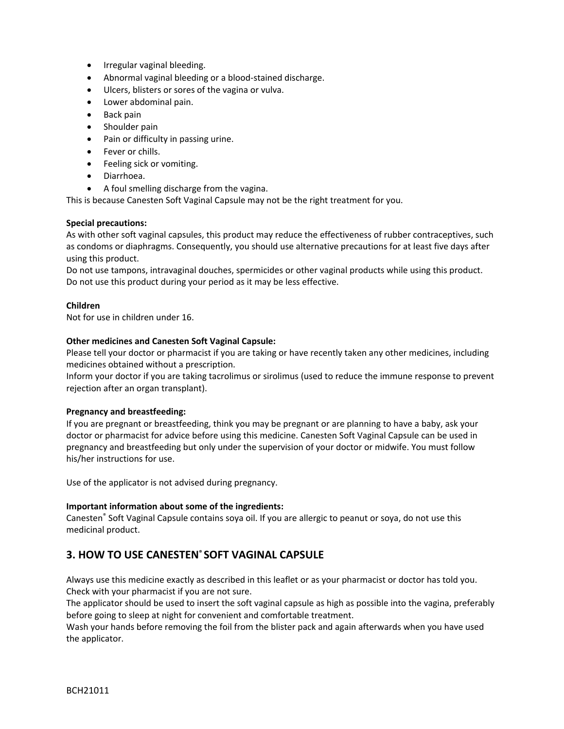- Irregular vaginal bleeding.
- Abnormal vaginal bleeding or a blood-stained discharge.
- Ulcers, blisters or sores of the vagina or vulva.
- Lower abdominal pain.
- Back pain
- Shoulder pain
- Pain or difficulty in passing urine.
- Fever or chills.
- Feeling sick or vomiting.
- Diarrhoea.
- A foul smelling discharge from the vagina.

This is because Canesten Soft Vaginal Capsule may not be the right treatment for you.

**Special precautions:**
As with other soft vaginal capsules, this product may reduce the effectiveness of rubber contraceptives, such as condoms or diaphragms. Consequently, you should use alternative precautions for at least five days after using this product.
Do not use tampons, intravaginal douches, spermicides or other vaginal products while using this product.
Do not use this product during your period as it may be less effective.

**Children**
Not for use in children under 16.

**Other medicines and Canesten Soft Vaginal Capsule:**
Please tell your doctor or pharmacist if you are taking or have recently taken any other medicines, including medicines obtained without a prescription.
Inform your doctor if you are taking tacrolimus or sirolimus (used to reduce the immune response to prevent rejection after an organ transplant).

**Pregnancy and breastfeeding:**
If you are pregnant or breastfeeding, think you may be pregnant or are planning to have a baby, ask your doctor or pharmacist for advice before using this medicine. Canesten Soft Vaginal Capsule can be used in pregnancy and breastfeeding but only under the supervision of your doctor or midwife. You must follow his/her instructions for use.

Use of the applicator is not advised during pregnancy.

**Important information about some of the ingredients:**
Canesten® Soft Vaginal Capsule contains soya oil. If you are allergic to peanut or soya, do not use this medicinal product.

## 3. HOW TO USE CANESTEN® SOFT VAGINAL CAPSULE

Always use this medicine exactly as described in this leaflet or as your pharmacist or doctor has told you. Check with your pharmacist if you are not sure.
The applicator should be used to insert the soft vaginal capsule as high as possible into the vagina, preferably before going to sleep at night for convenient and comfortable treatment.
Wash your hands before removing the foil from the blister pack and again afterwards when you have used the applicator.

BCH21011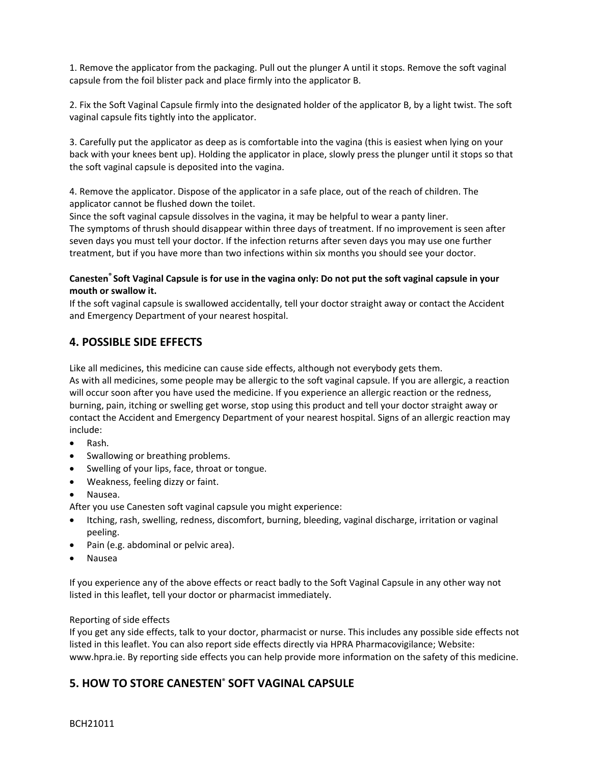1. Remove the applicator from the packaging. Pull out the plunger A until it stops. Remove the soft vaginal capsule from the foil blister pack and place firmly into the applicator B.

2. Fix the Soft Vaginal Capsule firmly into the designated holder of the applicator B, by a light twist. The soft vaginal capsule fits tightly into the applicator.

3. Carefully put the applicator as deep as is comfortable into the vagina (this is easiest when lying on your back with your knees bent up). Holding the applicator in place, slowly press the plunger until it stops so that the soft vaginal capsule is deposited into the vagina.

4. Remove the applicator. Dispose of the applicator in a safe place, out of the reach of children. The applicator cannot be flushed down the toilet.

Since the soft vaginal capsule dissolves in the vagina, it may be helpful to wear a panty liner.
The symptoms of thrush should disappear within three days of treatment. If no improvement is seen after seven days you must tell your doctor. If the infection returns after seven days you may use one further treatment, but if you have more than two infections within six months you should see your doctor.

**Canesten® Soft Vaginal Capsule is for use in the vagina only: Do not put the soft vaginal capsule in your mouth or swallow it.**
If the soft vaginal capsule is swallowed accidentally, tell your doctor straight away or contact the Accident and Emergency Department of your nearest hospital.

## 4. POSSIBLE SIDE EFFECTS

Like all medicines, this medicine can cause side effects, although not everybody gets them.
As with all medicines, some people may be allergic to the soft vaginal capsule. If you are allergic, a reaction will occur soon after you have used the medicine. If you experience an allergic reaction or the redness, burning, pain, itching or swelling get worse, stop using this product and tell your doctor straight away or contact the Accident and Emergency Department of your nearest hospital. Signs of an allergic reaction may include:

- Rash.
- Swallowing or breathing problems.
- Swelling of your lips, face, throat or tongue.
- Weakness, feeling dizzy or faint.
- Nausea.

After you use Canesten soft vaginal capsule you might experience:

- Itching, rash, swelling, redness, discomfort, burning, bleeding, vaginal discharge, irritation or vaginal peeling.
- Pain (e.g. abdominal or pelvic area).
- Nausea

If you experience any of the above effects or react badly to the Soft Vaginal Capsule in any other way not listed in this leaflet, tell your doctor or pharmacist immediately.

Reporting of side effects
If you get any side effects, talk to your doctor, pharmacist or nurse. This includes any possible side effects not listed in this leaflet. You can also report side effects directly via HPRA Pharmacovigilance; Website: www.hpra.ie. By reporting side effects you can help provide more information on the safety of this medicine.

## 5. HOW TO STORE CANESTEN® SOFT VAGINAL CAPSULE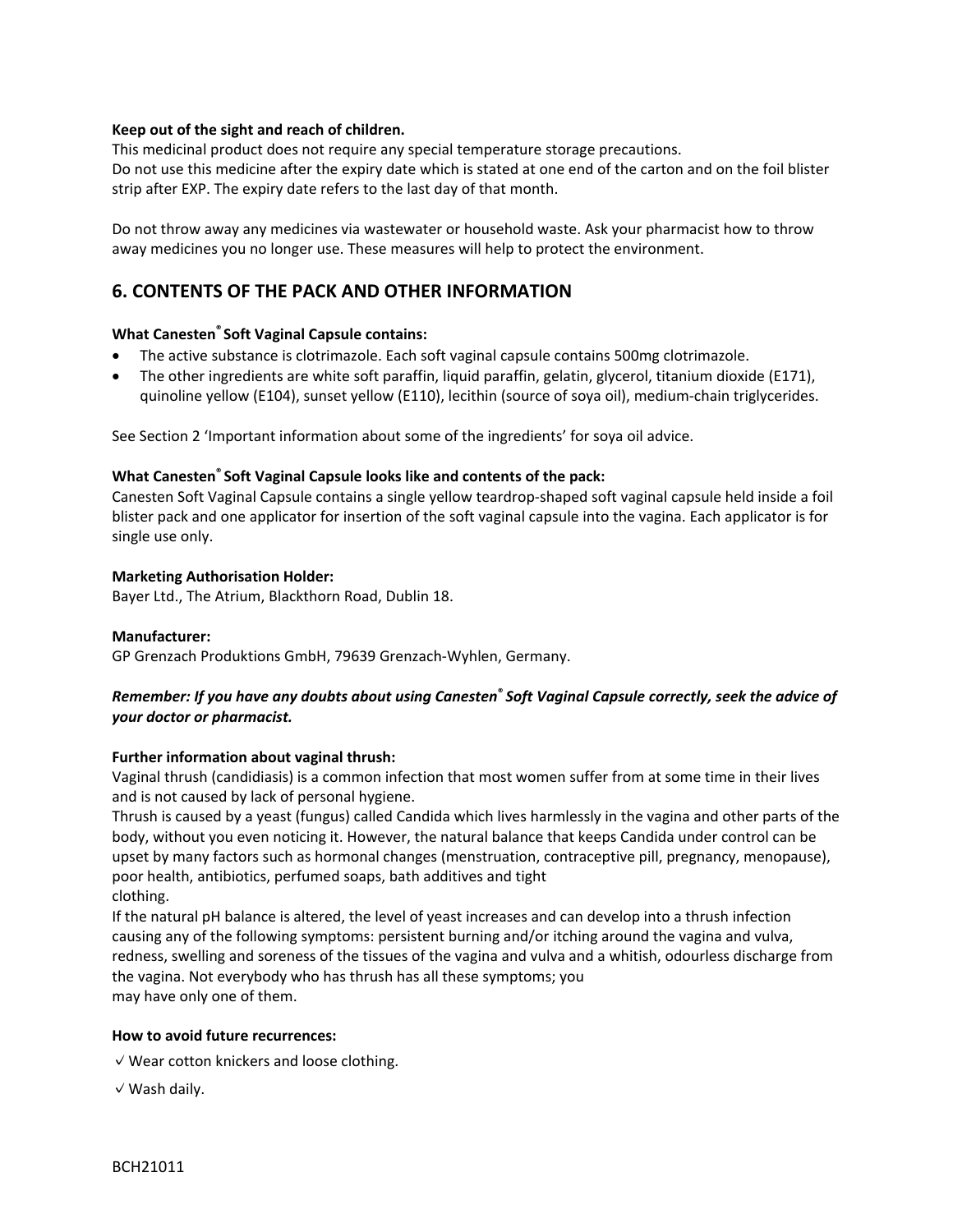**Keep out of the sight and reach of children.**
This medicinal product does not require any special temperature storage precautions.
Do not use this medicine after the expiry date which is stated at one end of the carton and on the foil blister strip after EXP. The expiry date refers to the last day of that month.

Do not throw away any medicines via wastewater or household waste. Ask your pharmacist how to throw away medicines you no longer use. These measures will help to protect the environment.

## 6. CONTENTS OF THE PACK AND OTHER INFORMATION

**What Canesten® Soft Vaginal Capsule contains:**

- The active substance is clotrimazole. Each soft vaginal capsule contains 500mg clotrimazole.
- The other ingredients are white soft paraffin, liquid paraffin, gelatin, glycerol, titanium dioxide (E171), quinoline yellow (E104), sunset yellow (E110), lecithin (source of soya oil), medium-chain triglycerides.

See Section 2 'Important information about some of the ingredients' for soya oil advice.

**What Canesten® Soft Vaginal Capsule looks like and contents of the pack:**
Canesten Soft Vaginal Capsule contains a single yellow teardrop-shaped soft vaginal capsule held inside a foil blister pack and one applicator for insertion of the soft vaginal capsule into the vagina. Each applicator is for single use only.

**Marketing Authorisation Holder:**
Bayer Ltd., The Atrium, Blackthorn Road, Dublin 18.

**Manufacturer:**
GP Grenzach Produktions GmbH, 79639 Grenzach-Wyhlen, Germany.

***Remember: If you have any doubts about using Canesten® Soft Vaginal Capsule correctly, seek the advice of your doctor or pharmacist.***

**Further information about vaginal thrush:**
Vaginal thrush (candidiasis) is a common infection that most women suffer from at some time in their lives and is not caused by lack of personal hygiene.
Thrush is caused by a yeast (fungus) called Candida which lives harmlessly in the vagina and other parts of the body, without you even noticing it. However, the natural balance that keeps Candida under control can be upset by many factors such as hormonal changes (menstruation, contraceptive pill, pregnancy, menopause), poor health, antibiotics, perfumed soaps, bath additives and tight clothing.
If the natural pH balance is altered, the level of yeast increases and can develop into a thrush infection causing any of the following symptoms: persistent burning and/or itching around the vagina and vulva, redness, swelling and soreness of the tissues of the vagina and vulva and a whitish, odourless discharge from the vagina. Not everybody who has thrush has all these symptoms; you may have only one of them.

**How to avoid future recurrences:**

✓ Wear cotton knickers and loose clothing.

✓ Wash daily.

BCH21011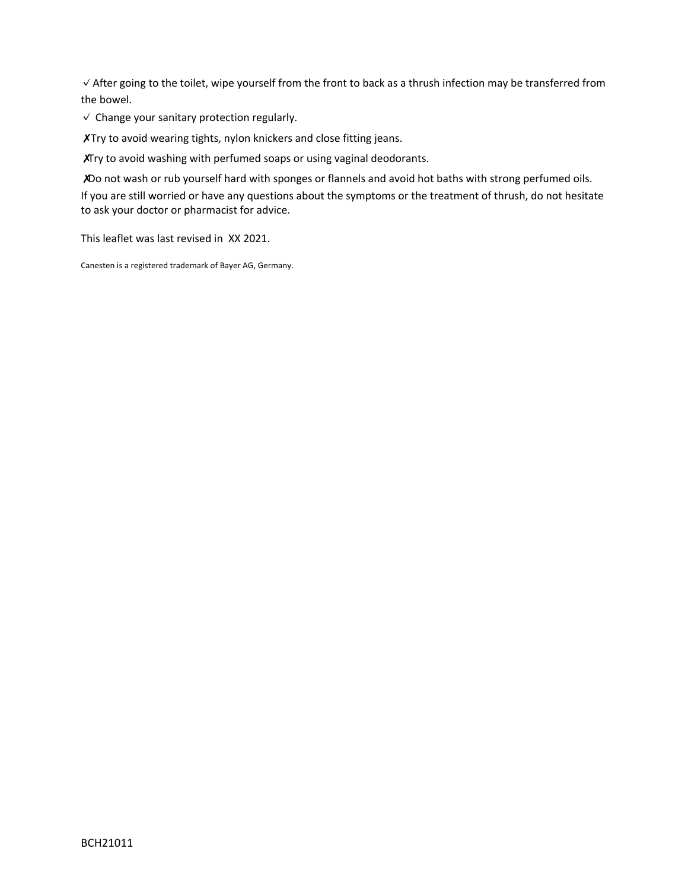✓ After going to the toilet, wipe yourself from the front to back as a thrush infection may be transferred from the bowel.

✓ Change your sanitary protection regularly.

✗Try to avoid wearing tights, nylon knickers and close fitting jeans.

✗Try to avoid washing with perfumed soaps or using vaginal deodorants.

✗Do not wash or rub yourself hard with sponges or flannels and avoid hot baths with strong perfumed oils.

If you are still worried or have any questions about the symptoms or the treatment of thrush, do not hesitate to ask your doctor or pharmacist for advice.

This leaflet was last revised in XX 2021.

Canesten is a registered trademark of Bayer AG, Germany.

BCH21011